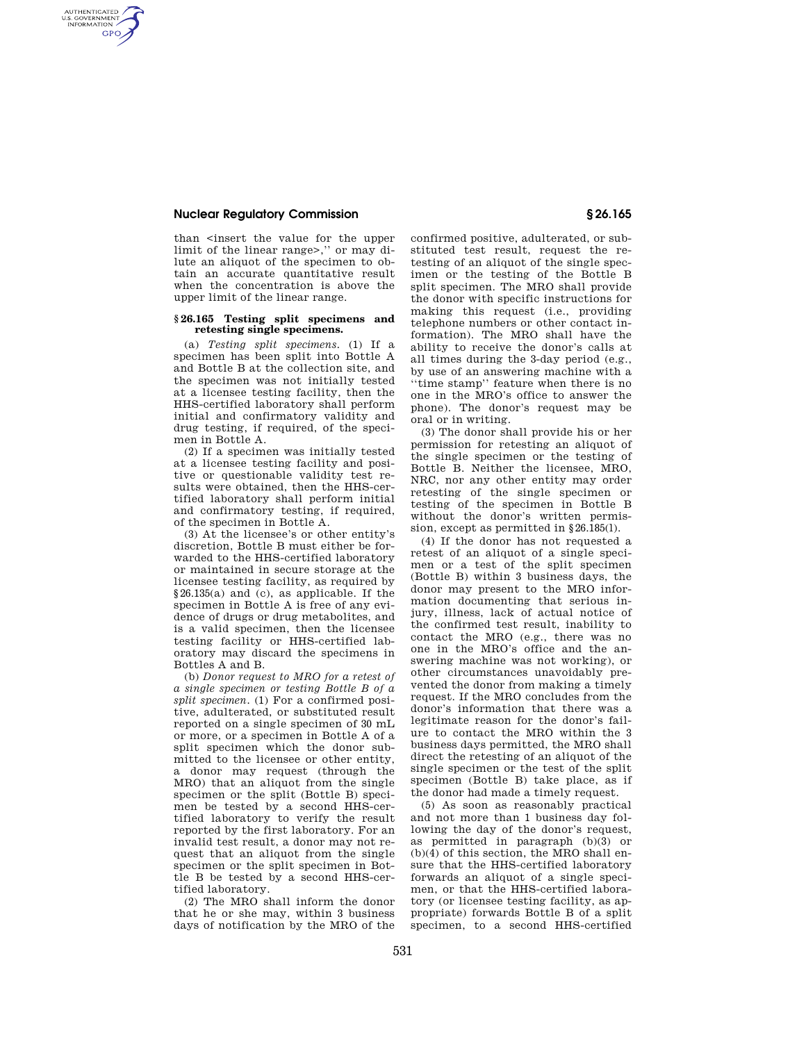than <insert the value for the upper limit of the linear range>,'' or may dilute an aliquot of the specimen to obtain an accurate quantitative result when the concentration is above the upper limit of the linear range.

## § 26.165 Testing split specimens and retesting single specimens.

(a) *Testing split specimens.* (1) If a specimen has been split into Bottle A and Bottle B at the collection site, and the specimen was not initially tested at a licensee testing facility, then the HHS-certified laboratory shall perform initial and confirmatory validity and drug testing, if required, of the specimen in Bottle A.

(2) If a specimen was initially tested at a licensee testing facility and positive or questionable validity test results were obtained, then the HHS-certified laboratory shall perform initial and confirmatory testing, if required, of the specimen in Bottle A.

(3) At the licensee's or other entity's discretion, Bottle B must either be forwarded to the HHS-certified laboratory or maintained in secure storage at the licensee testing facility, as required by §26.135(a) and (c), as applicable. If the specimen in Bottle A is free of any evidence of drugs or drug metabolites, and is a valid specimen, then the licensee testing facility or HHS-certified laboratory may discard the specimens in Bottles A and B.

(b) *Donor request to MRO for a retest of a single specimen or testing Bottle B of a split specimen.* (1) For a confirmed positive, adulterated, or substituted result reported on a single specimen of 30 mL or more, or a specimen in Bottle A of a split specimen which the donor submitted to the licensee or other entity, a donor may request (through the MRO) that an aliquot from the single specimen or the split (Bottle B) specimen be tested by a second HHS-certified laboratory to verify the result reported by the first laboratory. For an invalid test result, a donor may not request that an aliquot from the single specimen or the split specimen in Bottle B be tested by a second HHS-certified laboratory.

(2) The MRO shall inform the donor that he or she may, within 3 business days of notification by the MRO of the confirmed positive, adulterated, or substituted test result, request the retesting of an aliquot of the single specimen or the testing of the Bottle B split specimen. The MRO shall provide the donor with specific instructions for making this request (i.e., providing telephone numbers or other contact information). The MRO shall have the ability to receive the donor's calls at all times during the 3-day period (e.g., by use of an answering machine with a ''time stamp'' feature when there is no one in the MRO's office to answer the phone). The donor's request may be oral or in writing.

(3) The donor shall provide his or her permission for retesting an aliquot of the single specimen or the testing of Bottle B. Neither the licensee, MRO, NRC, nor any other entity may order retesting of the single specimen or testing of the specimen in Bottle B without the donor's written permission, except as permitted in §26.185(l).

(4) If the donor has not requested a retest of an aliquot of a single specimen or a test of the split specimen (Bottle B) within 3 business days, the donor may present to the MRO information documenting that serious injury, illness, lack of actual notice of the confirmed test result, inability to contact the MRO (e.g., there was no one in the MRO's office and the answering machine was not working), or other circumstances unavoidably prevented the donor from making a timely request. If the MRO concludes from the donor's information that there was a legitimate reason for the donor's failure to contact the MRO within the 3 business days permitted, the MRO shall direct the retesting of an aliquot of the single specimen or the test of the split specimen (Bottle B) take place, as if the donor had made a timely request.

(5) As soon as reasonably practical and not more than 1 business day following the day of the donor's request, as permitted in paragraph (b)(3) or (b)(4) of this section, the MRO shall ensure that the HHS-certified laboratory forwards an aliquot of a single specimen, or that the HHS-certified laboratory (or licensee testing facility, as appropriate) forwards Bottle B of a split specimen, to a second HHS-certified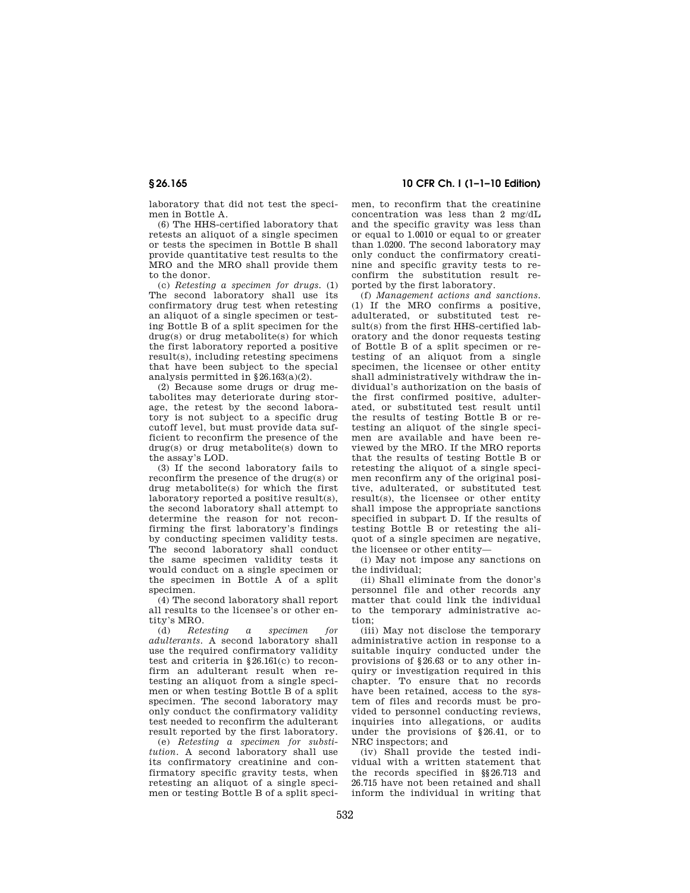laboratory that did not test the specimen in Bottle A.

(6) The HHS-certified laboratory that retests an aliquot of a single specimen or tests the specimen in Bottle B shall provide quantitative test results to the MRO and the MRO shall provide them to the donor.

(c) *Retesting a specimen for drugs.* (1) The second laboratory shall use its confirmatory drug test when retesting an aliquot of a single specimen or testing Bottle B of a split specimen for the drug(s) or drug metabolite(s) for which the first laboratory reported a positive result(s), including retesting specimens that have been subject to the special analysis permitted in §26.163(a)(2).

(2) Because some drugs or drug metabolites may deteriorate during storage, the retest by the second laboratory is not subject to a specific drug cutoff level, but must provide data sufficient to reconfirm the presence of the drug(s) or drug metabolite(s) down to the assay's LOD.

(3) If the second laboratory fails to reconfirm the presence of the drug(s) or drug metabolite(s) for which the first laboratory reported a positive result(s), the second laboratory shall attempt to determine the reason for not reconfirming the first laboratory's findings by conducting specimen validity tests. The second laboratory shall conduct the same specimen validity tests it would conduct on a single specimen or the specimen in Bottle A of a split specimen.

(4) The second laboratory shall report all results to the licensee's or other entity's MRO.

(d) *Retesting a specimen for adulterants.* A second laboratory shall use the required confirmatory validity test and criteria in §26.161(c) to reconfirm an adulterant result when retesting an aliquot from a single specimen or when testing Bottle B of a split specimen. The second laboratory may only conduct the confirmatory validity test needed to reconfirm the adulterant result reported by the first laboratory.

(e) *Retesting a specimen for substitution.* A second laboratory shall use its confirmatory creatinine and confirmatory specific gravity tests, when retesting an aliquot of a single specimen or testing Bottle B of a split specimen, to reconfirm that the creatinine concentration was less than 2 mg/dL and the specific gravity was less than or equal to 1.0010 or equal to or greater than 1.0200. The second laboratory may only conduct the confirmatory creatinine and specific gravity tests to reconfirm the substitution result reported by the first laboratory.

(f) *Management actions and sanctions.* (1) If the MRO confirms a positive, adulterated, or substituted test result(s) from the first HHS-certified laboratory and the donor requests testing of Bottle B of a split specimen or retesting of an aliquot from a single specimen, the licensee or other entity shall administratively withdraw the individual's authorization on the basis of the first confirmed positive, adulterated, or substituted test result until the results of testing Bottle B or retesting an aliquot of the single specimen are available and have been reviewed by the MRO. If the MRO reports that the results of testing Bottle B or retesting the aliquot of a single specimen reconfirm any of the original positive, adulterated, or substituted test result(s), the licensee or other entity shall impose the appropriate sanctions specified in subpart D. If the results of testing Bottle B or retesting the aliquot of a single specimen are negative, the licensee or other entity—

(i) May not impose any sanctions on the individual;

(ii) Shall eliminate from the donor's personnel file and other records any matter that could link the individual to the temporary administrative action;

(iii) May not disclose the temporary administrative action in response to a suitable inquiry conducted under the provisions of §26.63 or to any other inquiry or investigation required in this chapter. To ensure that no records have been retained, access to the system of files and records must be provided to personnel conducting reviews, inquiries into allegations, or audits under the provisions of §26.41, or to NRC inspectors; and

(iv) Shall provide the tested individual with a written statement that the records specified in §§26.713 and 26.715 have not been retained and shall inform the individual in writing that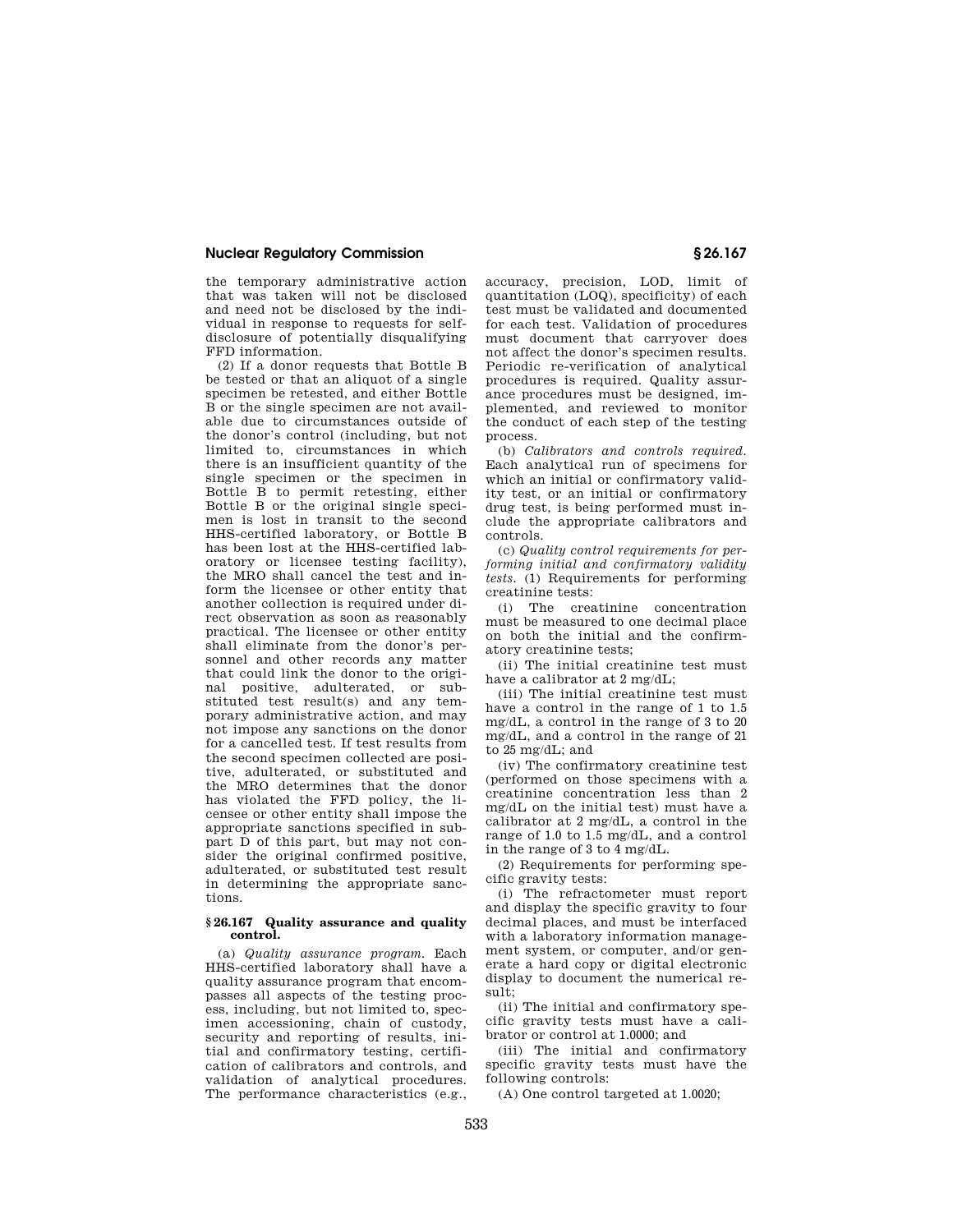the temporary administrative action that was taken will not be disclosed and need not be disclosed by the individual in response to requests for self-disclosure of potentially disqualifying FFD information.

(2) If a donor requests that Bottle B be tested or that an aliquot of a single specimen be retested, and either Bottle B or the single specimen are not available due to circumstances outside of the donor's control (including, but not limited to, circumstances in which there is an insufficient quantity of the single specimen or the specimen in Bottle B to permit retesting, either Bottle B or the original single specimen is lost in transit to the second HHS-certified laboratory, or Bottle B has been lost at the HHS-certified laboratory or licensee testing facility), the MRO shall cancel the test and inform the licensee or other entity that another collection is required under direct observation as soon as reasonably practical. The licensee or other entity shall eliminate from the donor's personnel and other records any matter that could link the donor to the original positive, adulterated, or substituted test result(s) and any temporary administrative action, and may not impose any sanctions on the donor for a cancelled test. If test results from the second specimen collected are positive, adulterated, or substituted and the MRO determines that the donor has violated the FFD policy, the licensee or other entity shall impose the appropriate sanctions specified in subpart D of this part, but may not consider the original confirmed positive, adulterated, or substituted test result in determining the appropriate sanctions.

## § 26.167 Quality assurance and quality control.

(a) *Quality assurance program.* Each HHS-certified laboratory shall have a quality assurance program that encompasses all aspects of the testing process, including, but not limited to, specimen accessioning, chain of custody, security and reporting of results, initial and confirmatory testing, certification of calibrators and controls, and validation of analytical procedures. The performance characteristics (e.g., accuracy, precision, LOD, limit of quantitation (LOQ), specificity) of each test must be validated and documented for each test. Validation of procedures must document that carryover does not affect the donor's specimen results. Periodic re-verification of analytical procedures is required. Quality assurance procedures must be designed, implemented, and reviewed to monitor the conduct of each step of the testing process.

(b) *Calibrators and controls required.* Each analytical run of specimens for which an initial or confirmatory validity test, or an initial or confirmatory drug test, is being performed must include the appropriate calibrators and controls.

(c) *Quality control requirements for performing initial and confirmatory validity tests.* (1) Requirements for performing creatinine tests:

(i) The creatinine concentration must be measured to one decimal place on both the initial and the confirmatory creatinine tests;

(ii) The initial creatinine test must have a calibrator at 2 mg/dL;

(iii) The initial creatinine test must have a control in the range of 1 to 1.5 mg/dL, a control in the range of 3 to 20 mg/dL, and a control in the range of 21 to 25 mg/dL; and

(iv) The confirmatory creatinine test (performed on those specimens with a creatinine concentration less than 2 mg/dL on the initial test) must have a calibrator at 2 mg/dL, a control in the range of 1.0 to 1.5 mg/dL, and a control in the range of 3 to 4 mg/dL.

(2) Requirements for performing specific gravity tests:

(i) The refractometer must report and display the specific gravity to four decimal places, and must be interfaced with a laboratory information management system, or computer, and/or generate a hard copy or digital electronic display to document the numerical result;

(ii) The initial and confirmatory specific gravity tests must have a calibrator or control at 1.0000; and

(iii) The initial and confirmatory specific gravity tests must have the following controls:

(A) One control targeted at 1.0020;